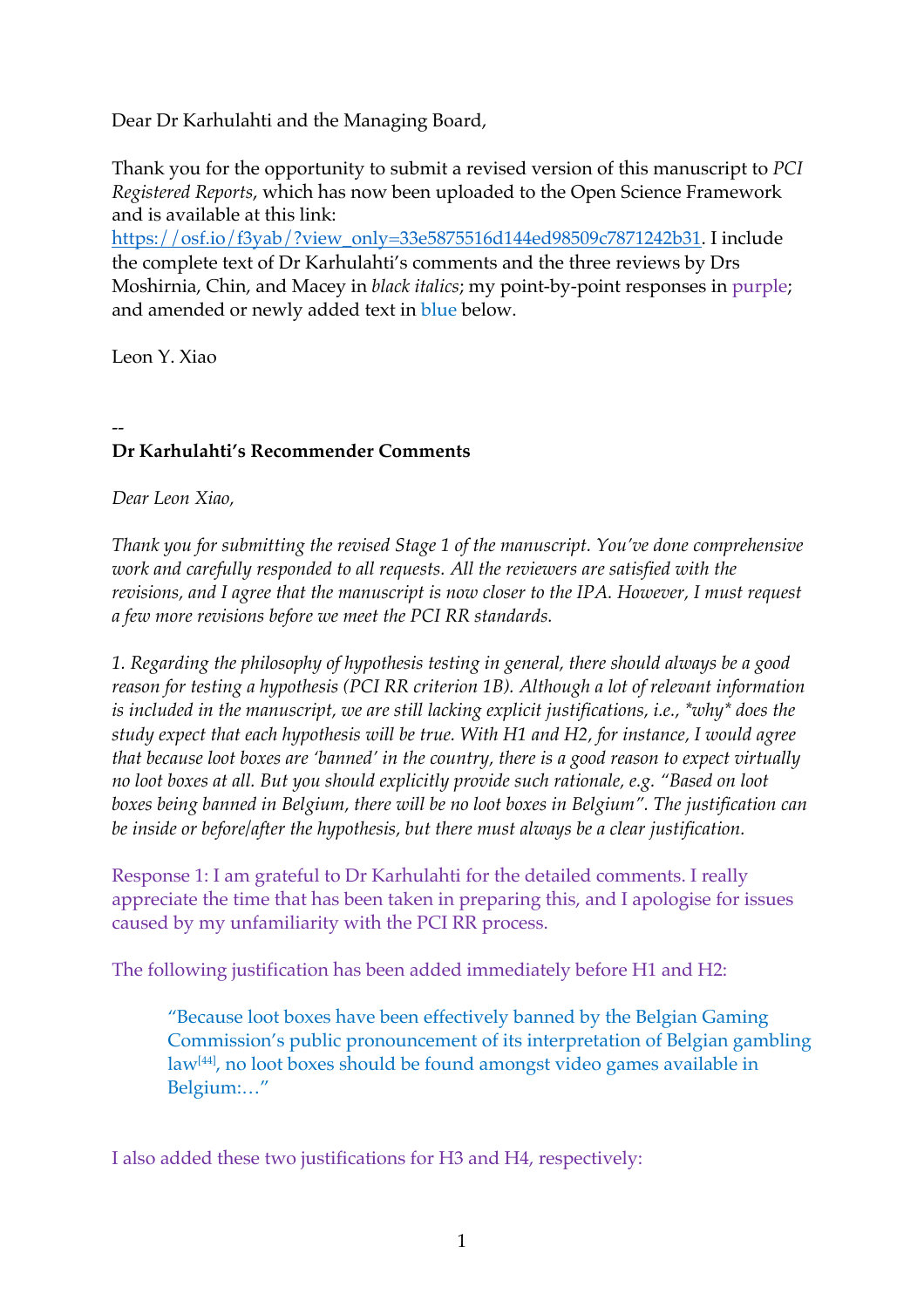Dear Dr Karhulahti and the Managing Board,

Thank you for the opportunity to submit a revised version of this manuscript to *PCI Registered Reports*, which has now been uploaded to the Open Science Framework and is available at this link: https://osf.io/f3yab/?view_only=33e5875516d144ed98509c7871242b31. I include the complete text of Dr Karhulahti's comments and the three reviews by Drs Moshirnia, Chin, and Macey in *black italics*; my point-by-point responses in purple; and amended or newly added text in blue below.

Leon Y. Xiao

--

**Dr Karhulahti's Recommender Comments**

*Dear Leon Xiao,*

*Thank you for submitting the revised Stage 1 of the manuscript. You've done comprehensive work and carefully responded to all requests. All the reviewers are satisfied with the revisions, and I agree that the manuscript is now closer to the IPA. However, I must request a few more revisions before we meet the PCI RR standards.*

*1. Regarding the philosophy of hypothesis testing in general, there should always be a good reason for testing a hypothesis (PCI RR criterion 1B). Although a lot of relevant information is included in the manuscript, we are still lacking explicit justifications, i.e., *why* does the study expect that each hypothesis will be true. With H1 and H2, for instance, I would agree that because loot boxes are 'banned' in the country, there is a good reason to expect virtually no loot boxes at all. But you should explicitly provide such rationale, e.g. "Based on loot boxes being banned in Belgium, there will be no loot boxes in Belgium". The justification can be inside or before/after the hypothesis, but there must always be a clear justification.*

Response 1: I am grateful to Dr Karhulahti for the detailed comments. I really appreciate the time that has been taken in preparing this, and I apologise for issues caused by my unfamiliarity with the PCI RR process.

The following justification has been added immediately before H1 and H2:

> "Because loot boxes have been effectively banned by the Belgian Gaming Commission's public pronouncement of its interpretation of Belgian gambling law[44], no loot boxes should be found amongst video games available in Belgium:…"

I also added these two justifications for H3 and H4, respectively: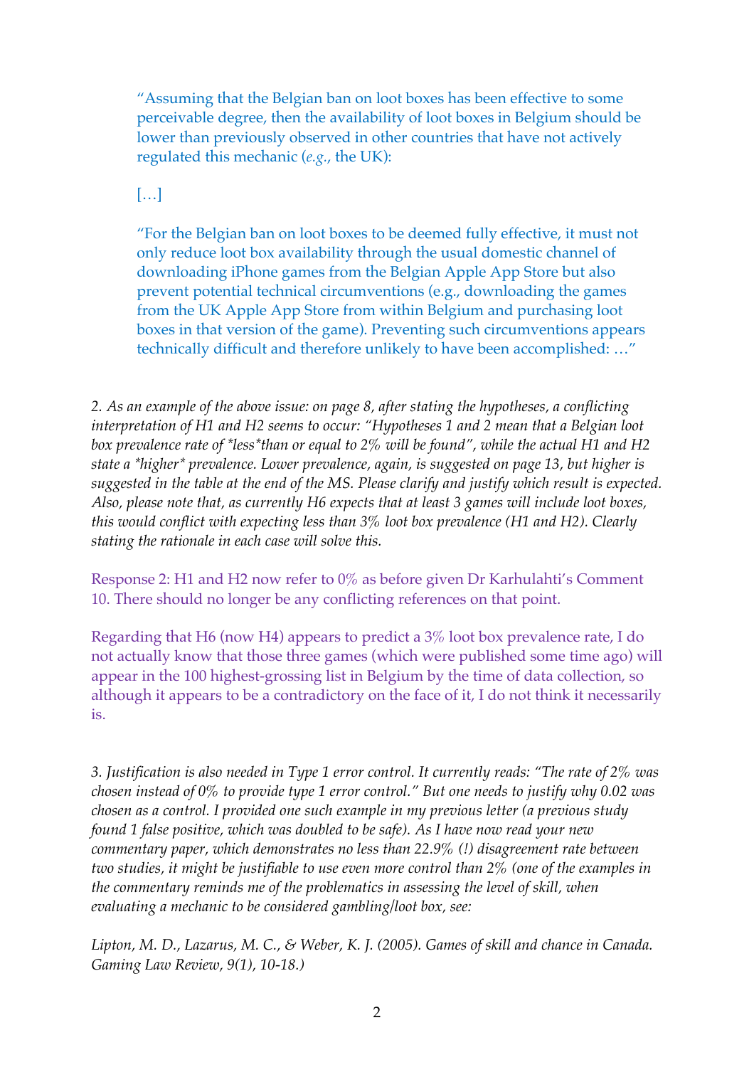> "Assuming that the Belgian ban on loot boxes has been effective to some perceivable degree, then the availability of loot boxes in Belgium should be lower than previously observed in other countries that have not actively regulated this mechanic (*e.g.*, the UK):
>
> […]
>
> "For the Belgian ban on loot boxes to be deemed fully effective, it must not only reduce loot box availability through the usual domestic channel of downloading iPhone games from the Belgian Apple App Store but also prevent potential technical circumventions (e.g., downloading the games from the UK Apple App Store from within Belgium and purchasing loot boxes in that version of the game). Preventing such circumventions appears technically difficult and therefore unlikely to have been accomplished: …"

*2. As an example of the above issue: on page 8, after stating the hypotheses, a conflicting interpretation of H1 and H2 seems to occur: "Hypotheses 1 and 2 mean that a Belgian loot box prevalence rate of *less*than or equal to 2% will be found", while the actual H1 and H2 state a *higher* prevalence. Lower prevalence, again, is suggested on page 13, but higher is suggested in the table at the end of the MS. Please clarify and justify which result is expected. Also, please note that, as currently H6 expects that at least 3 games will include loot boxes, this would conflict with expecting less than 3% loot box prevalence (H1 and H2). Clearly stating the rationale in each case will solve this.*

Response 2: H1 and H2 now refer to 0% as before given Dr Karhulahti's Comment 10. There should no longer be any conflicting references on that point.

Regarding that H6 (now H4) appears to predict a 3% loot box prevalence rate, I do not actually know that those three games (which were published some time ago) will appear in the 100 highest-grossing list in Belgium by the time of data collection, so although it appears to be a contradictory on the face of it, I do not think it necessarily is.

*3. Justification is also needed in Type 1 error control. It currently reads: "The rate of 2% was chosen instead of 0% to provide type 1 error control." But one needs to justify why 0.02 was chosen as a control. I provided one such example in my previous letter (a previous study found 1 false positive, which was doubled to be safe). As I have now read your new commentary paper, which demonstrates no less than 22.9% (!) disagreement rate between two studies, it might be justifiable to use even more control than 2% (one of the examples in the commentary reminds me of the problematics in assessing the level of skill, when evaluating a mechanic to be considered gambling/loot box, see:*

*Lipton, M. D., Lazarus, M. C., & Weber, K. J. (2005). Games of skill and chance in Canada. Gaming Law Review, 9(1), 10-18.)*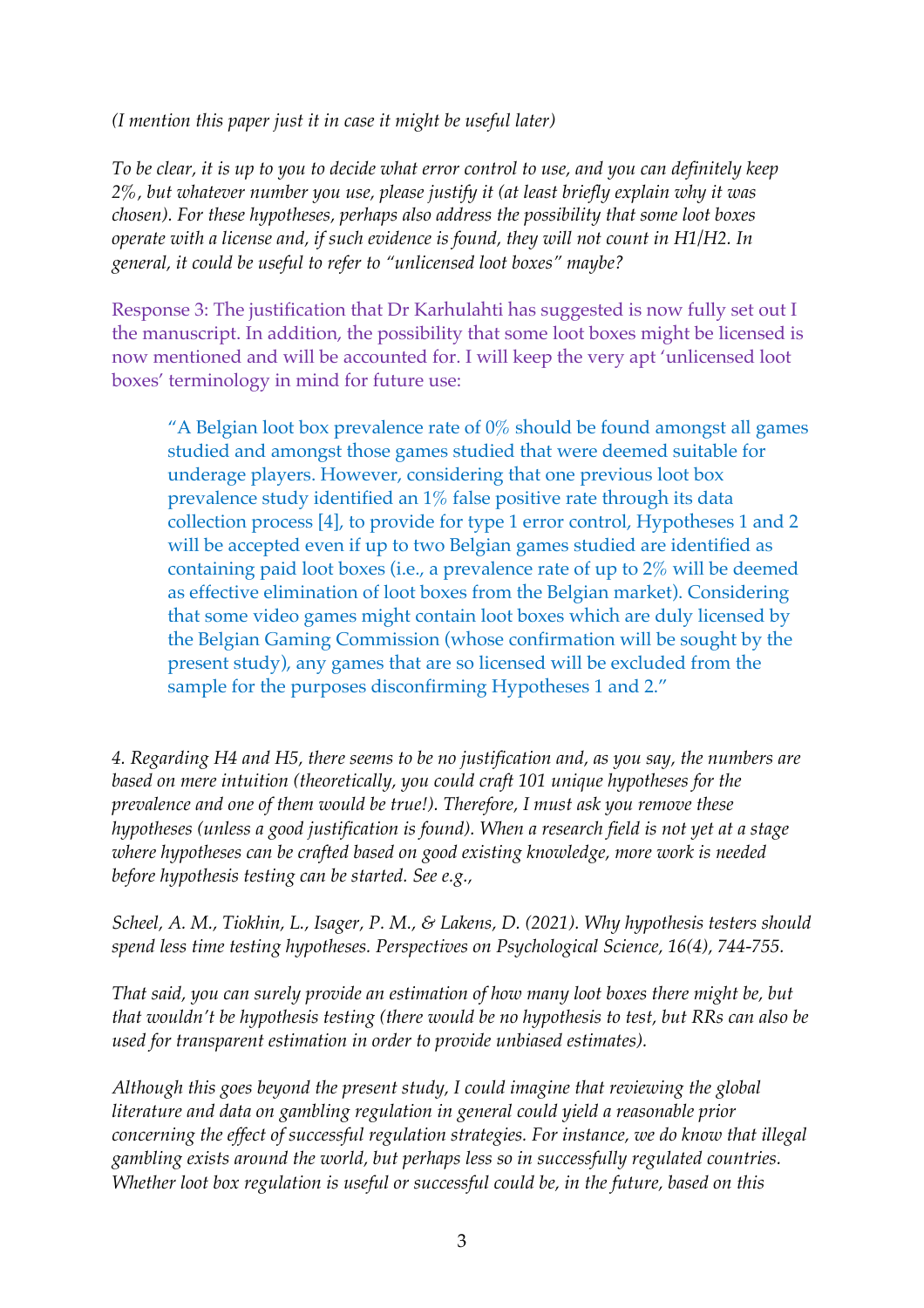*(I mention this paper just it in case it might be useful later)*

*To be clear, it is up to you to decide what error control to use, and you can definitely keep 2%, but whatever number you use, please justify it (at least briefly explain why it was chosen). For these hypotheses, perhaps also address the possibility that some loot boxes operate with a license and, if such evidence is found, they will not count in H1/H2. In general, it could be useful to refer to "unlicensed loot boxes" maybe?*

Response 3: The justification that Dr Karhulahti has suggested is now fully set out I the manuscript. In addition, the possibility that some loot boxes might be licensed is now mentioned and will be accounted for. I will keep the very apt 'unlicensed loot boxes' terminology in mind for future use:

> "A Belgian loot box prevalence rate of 0% should be found amongst all games studied and amongst those games studied that were deemed suitable for underage players. However, considering that one previous loot box prevalence study identified an 1% false positive rate through its data collection process [4], to provide for type 1 error control, Hypotheses 1 and 2 will be accepted even if up to two Belgian games studied are identified as containing paid loot boxes (i.e., a prevalence rate of up to 2% will be deemed as effective elimination of loot boxes from the Belgian market). Considering that some video games might contain loot boxes which are duly licensed by the Belgian Gaming Commission (whose confirmation will be sought by the present study), any games that are so licensed will be excluded from the sample for the purposes disconfirming Hypotheses 1 and 2."

*4. Regarding H4 and H5, there seems to be no justification and, as you say, the numbers are based on mere intuition (theoretically, you could craft 101 unique hypotheses for the prevalence and one of them would be true!). Therefore, I must ask you remove these hypotheses (unless a good justification is found). When a research field is not yet at a stage where hypotheses can be crafted based on good existing knowledge, more work is needed before hypothesis testing can be started. See e.g.,*

*Scheel, A. M., Tiokhin, L., Isager, P. M., & Lakens, D. (2021). Why hypothesis testers should spend less time testing hypotheses. Perspectives on Psychological Science, 16(4), 744-755.*

*That said, you can surely provide an estimation of how many loot boxes there might be, but that wouldn't be hypothesis testing (there would be no hypothesis to test, but RRs can also be used for transparent estimation in order to provide unbiased estimates).*

*Although this goes beyond the present study, I could imagine that reviewing the global literature and data on gambling regulation in general could yield a reasonable prior concerning the effect of successful regulation strategies. For instance, we do know that illegal gambling exists around the world, but perhaps less so in successfully regulated countries. Whether loot box regulation is useful or successful could be, in the future, based on this*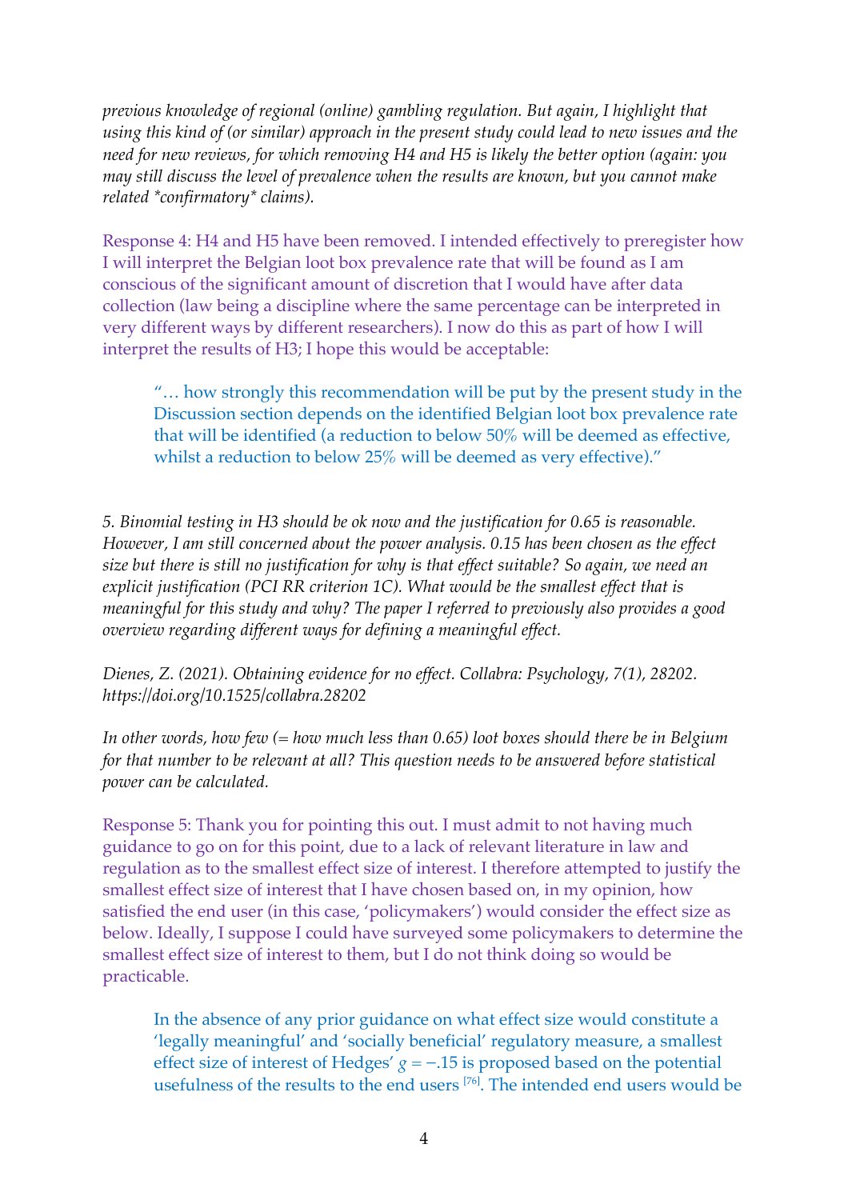*previous knowledge of regional (online) gambling regulation. But again, I highlight that using this kind of (or similar) approach in the present study could lead to new issues and the need for new reviews, for which removing H4 and H5 is likely the better option (again: you may still discuss the level of prevalence when the results are known, but you cannot make related *confirmatory* claims).*

Response 4: H4 and H5 have been removed. I intended effectively to preregister how I will interpret the Belgian loot box prevalence rate that will be found as I am conscious of the significant amount of discretion that I would have after data collection (law being a discipline where the same percentage can be interpreted in very different ways by different researchers). I now do this as part of how I will interpret the results of H3; I hope this would be acceptable:

> "… how strongly this recommendation will be put by the present study in the Discussion section depends on the identified Belgian loot box prevalence rate that will be identified (a reduction to below 50% will be deemed as effective, whilst a reduction to below 25% will be deemed as very effective)."

*5. Binomial testing in H3 should be ok now and the justification for 0.65 is reasonable. However, I am still concerned about the power analysis. 0.15 has been chosen as the effect size but there is still no justification for why is that effect suitable? So again, we need an explicit justification (PCI RR criterion 1C). What would be the smallest effect that is meaningful for this study and why? The paper I referred to previously also provides a good overview regarding different ways for defining a meaningful effect.*

*Dienes, Z. (2021). Obtaining evidence for no effect. Collabra: Psychology, 7(1), 28202. https://doi.org/10.1525/collabra.28202*

*In other words, how few (= how much less than 0.65) loot boxes should there be in Belgium for that number to be relevant at all? This question needs to be answered before statistical power can be calculated.*

Response 5: Thank you for pointing this out. I must admit to not having much guidance to go on for this point, due to a lack of relevant literature in law and regulation as to the smallest effect size of interest. I therefore attempted to justify the smallest effect size of interest that I have chosen based on, in my opinion, how satisfied the end user (in this case, 'policymakers') would consider the effect size as below. Ideally, I suppose I could have surveyed some policymakers to determine the smallest effect size of interest to them, but I do not think doing so would be practicable.

> In the absence of any prior guidance on what effect size would constitute a 'legally meaningful' and 'socially beneficial' regulatory measure, a smallest effect size of interest of Hedges' $g = -.15$ is proposed based on the potential usefulness of the results to the end users [76]. The intended end users would be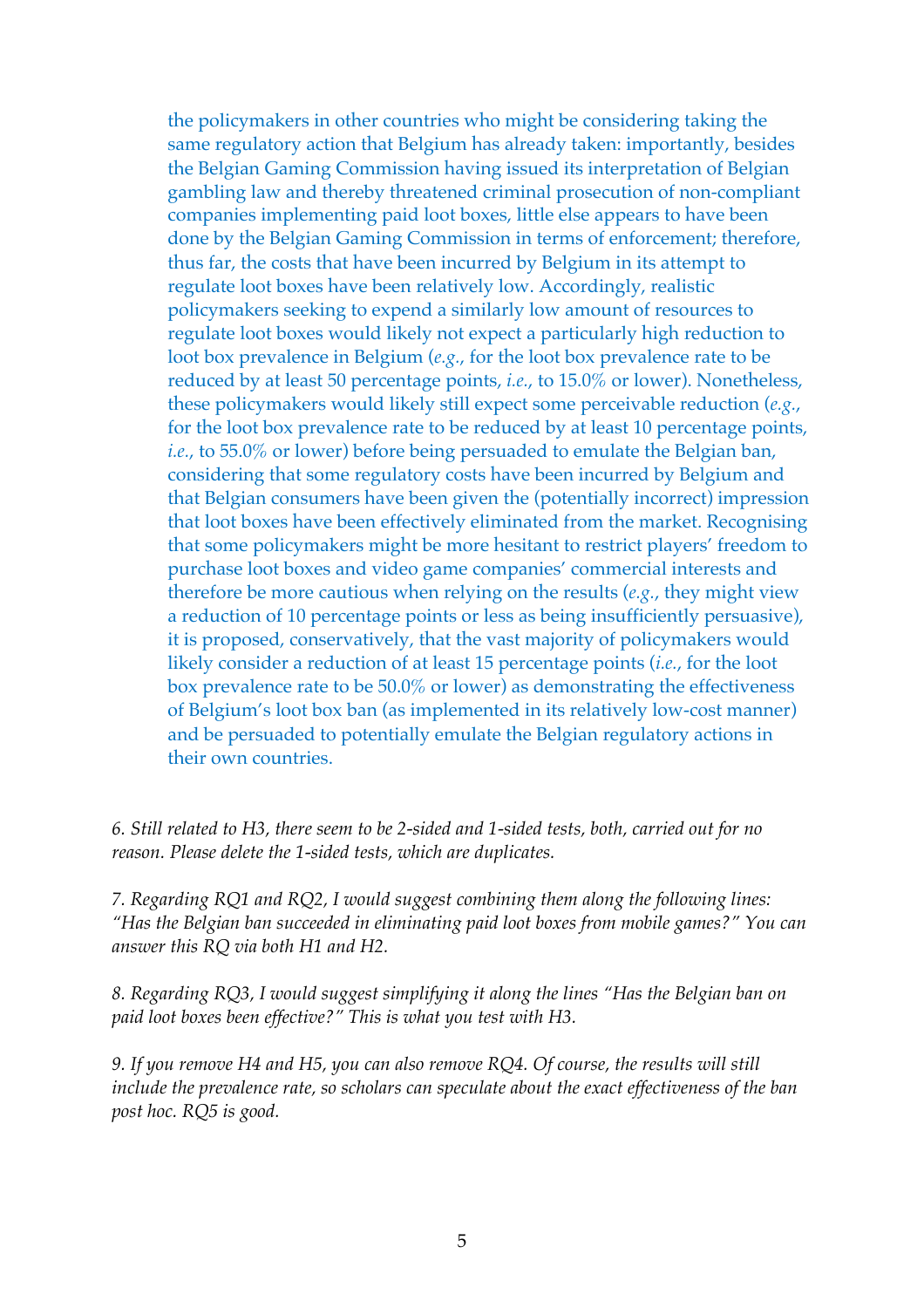the policymakers in other countries who might be considering taking the same regulatory action that Belgium has already taken: importantly, besides the Belgian Gaming Commission having issued its interpretation of Belgian gambling law and thereby threatened criminal prosecution of non-compliant companies implementing paid loot boxes, little else appears to have been done by the Belgian Gaming Commission in terms of enforcement; therefore, thus far, the costs that have been incurred by Belgium in its attempt to regulate loot boxes have been relatively low. Accordingly, realistic policymakers seeking to expend a similarly low amount of resources to regulate loot boxes would likely not expect a particularly high reduction to loot box prevalence in Belgium (*e.g.*, for the loot box prevalence rate to be reduced by at least 50 percentage points, *i.e.*, to 15.0% or lower). Nonetheless, these policymakers would likely still expect some perceivable reduction (*e.g.*, for the loot box prevalence rate to be reduced by at least 10 percentage points, *i.e.*, to 55.0% or lower) before being persuaded to emulate the Belgian ban, considering that some regulatory costs have been incurred by Belgium and that Belgian consumers have been given the (potentially incorrect) impression that loot boxes have been effectively eliminated from the market. Recognising that some policymakers might be more hesitant to restrict players' freedom to purchase loot boxes and video game companies' commercial interests and therefore be more cautious when relying on the results (*e.g.*, they might view a reduction of 10 percentage points or less as being insufficiently persuasive), it is proposed, conservatively, that the vast majority of policymakers would likely consider a reduction of at least 15 percentage points (*i.e.*, for the loot box prevalence rate to be 50.0% or lower) as demonstrating the effectiveness of Belgium's loot box ban (as implemented in its relatively low-cost manner) and be persuaded to potentially emulate the Belgian regulatory actions in their own countries.

*6. Still related to H3, there seem to be 2-sided and 1-sided tests, both, carried out for no reason. Please delete the 1-sided tests, which are duplicates.*

*7. Regarding RQ1 and RQ2, I would suggest combining them along the following lines: "Has the Belgian ban succeeded in eliminating paid loot boxes from mobile games?" You can answer this RQ via both H1 and H2.*

*8. Regarding RQ3, I would suggest simplifying it along the lines "Has the Belgian ban on paid loot boxes been effective?" This is what you test with H3.*

*9. If you remove H4 and H5, you can also remove RQ4. Of course, the results will still include the prevalence rate, so scholars can speculate about the exact effectiveness of the ban post hoc. RQ5 is good.*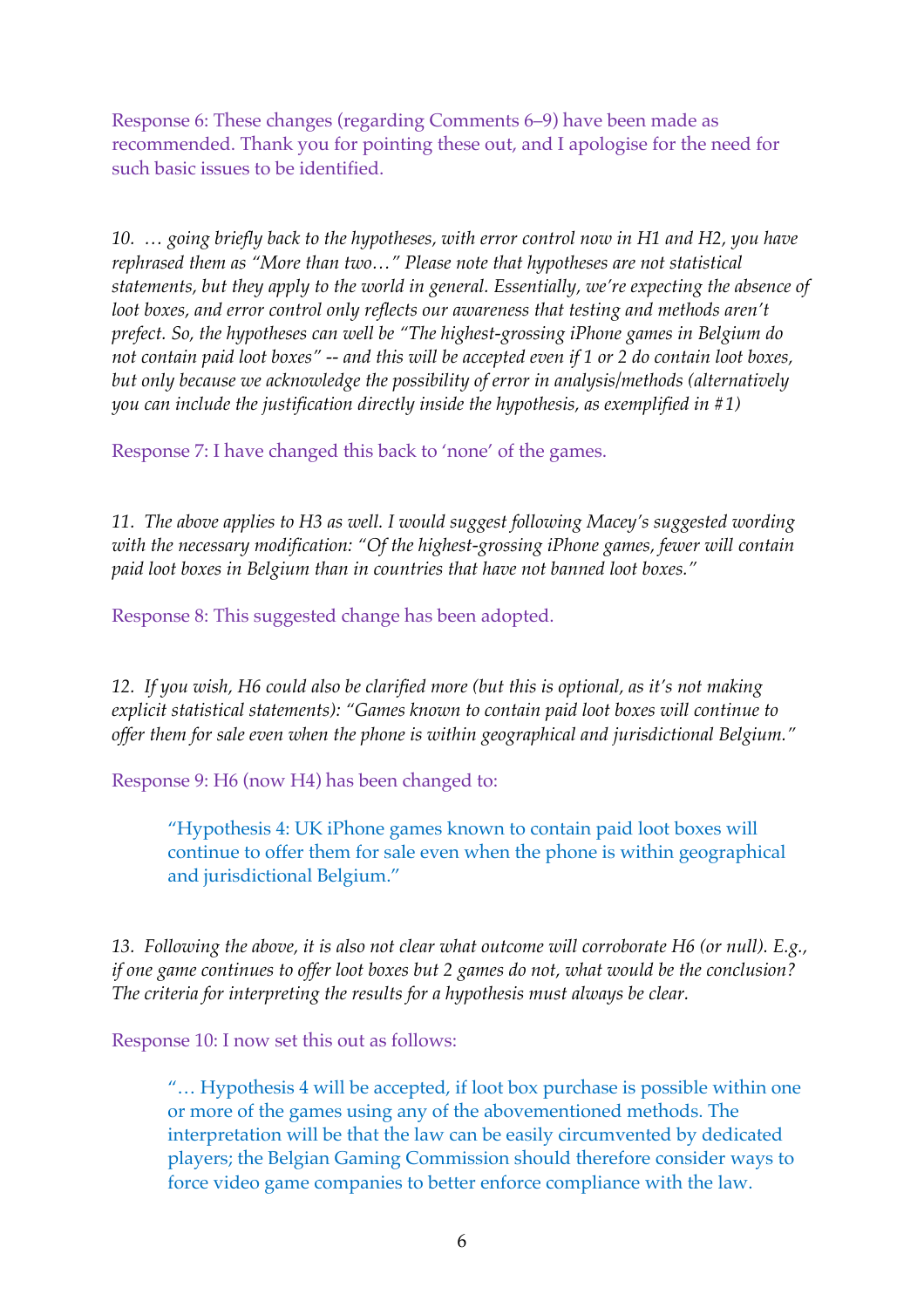Response 6: These changes (regarding Comments 6–9) have been made as recommended. Thank you for pointing these out, and I apologise for the need for such basic issues to be identified.

*10. … going briefly back to the hypotheses, with error control now in H1 and H2, you have rephrased them as "More than two…" Please note that hypotheses are not statistical statements, but they apply to the world in general. Essentially, we're expecting the absence of loot boxes, and error control only reflects our awareness that testing and methods aren't prefect. So, the hypotheses can well be "The highest-grossing iPhone games in Belgium do not contain paid loot boxes" -- and this will be accepted even if 1 or 2 do contain loot boxes, but only because we acknowledge the possibility of error in analysis/methods (alternatively you can include the justification directly inside the hypothesis, as exemplified in #1)*

Response 7: I have changed this back to 'none' of the games.

*11. The above applies to H3 as well. I would suggest following Macey's suggested wording with the necessary modification: "Of the highest-grossing iPhone games, fewer will contain paid loot boxes in Belgium than in countries that have not banned loot boxes."*

Response 8: This suggested change has been adopted.

*12. If you wish, H6 could also be clarified more (but this is optional, as it's not making explicit statistical statements): "Games known to contain paid loot boxes will continue to offer them for sale even when the phone is within geographical and jurisdictional Belgium."*

Response 9: H6 (now H4) has been changed to:

> "Hypothesis 4: UK iPhone games known to contain paid loot boxes will continue to offer them for sale even when the phone is within geographical and jurisdictional Belgium."

*13. Following the above, it is also not clear what outcome will corroborate H6 (or null). E.g., if one game continues to offer loot boxes but 2 games do not, what would be the conclusion? The criteria for interpreting the results for a hypothesis must always be clear.*

Response 10: I now set this out as follows:

> "… Hypothesis 4 will be accepted, if loot box purchase is possible within one or more of the games using any of the abovementioned methods. The interpretation will be that the law can be easily circumvented by dedicated players; the Belgian Gaming Commission should therefore consider ways to force video game companies to better enforce compliance with the law.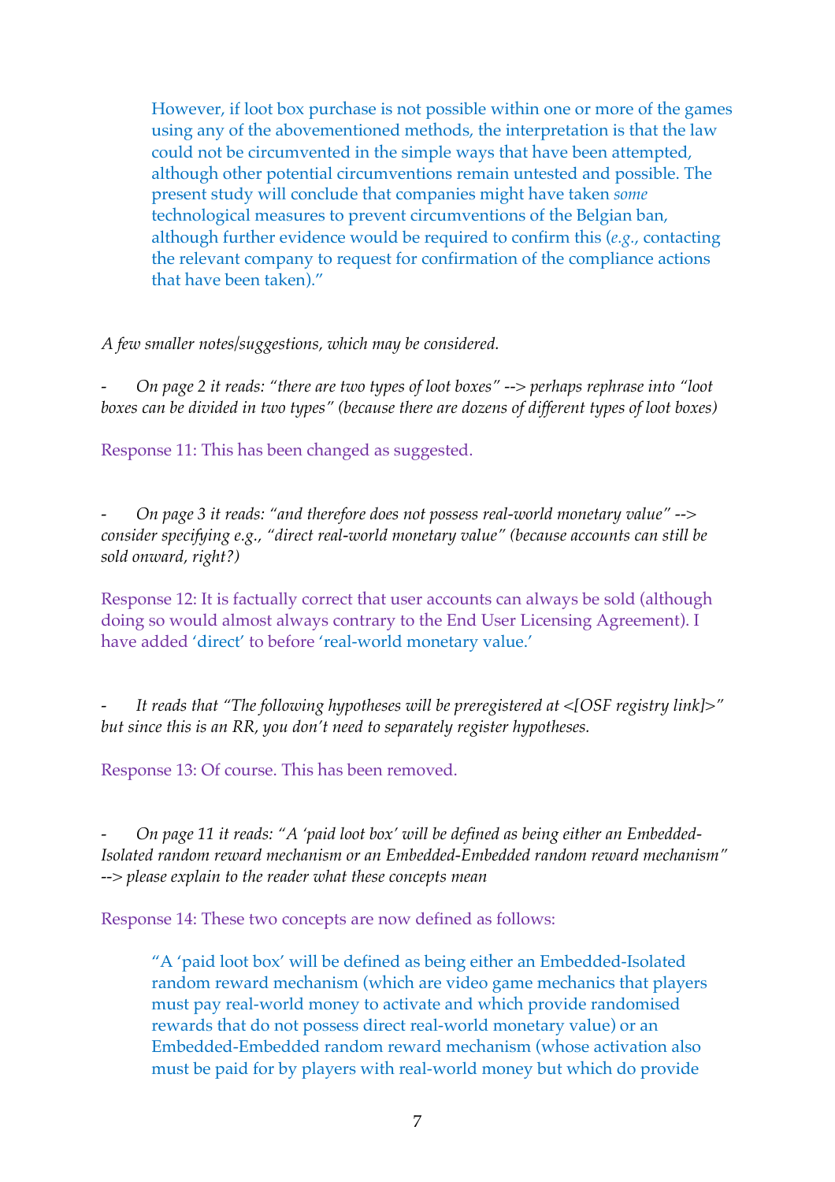> However, if loot box purchase is not possible within one or more of the games using any of the abovementioned methods, the interpretation is that the law could not be circumvented in the simple ways that have been attempted, although other potential circumventions remain untested and possible. The present study will conclude that companies might have taken *some* technological measures to prevent circumventions of the Belgian ban, although further evidence would be required to confirm this (*e.g.*, contacting the relevant company to request for confirmation of the compliance actions that have been taken)."

*A few smaller notes/suggestions, which may be considered.*

- *On page 2 it reads: "there are two types of loot boxes" --> perhaps rephrase into "loot boxes can be divided in two types" (because there are dozens of different types of loot boxes)*

Response 11: This has been changed as suggested.

- *On page 3 it reads: "and therefore does not possess real-world monetary value" --> consider specifying e.g., "direct real-world monetary value" (because accounts can still be sold onward, right?)*

Response 12: It is factually correct that user accounts can always be sold (although doing so would almost always contrary to the End User Licensing Agreement). I have added 'direct' to before 'real-world monetary value.'

- *It reads that "The following hypotheses will be preregistered at <[OSF registry link]>" but since this is an RR, you don't need to separately register hypotheses.*

Response 13: Of course. This has been removed.

- *On page 11 it reads: "A 'paid loot box' will be defined as being either an Embedded-Isolated random reward mechanism or an Embedded-Embedded random reward mechanism" --> please explain to the reader what these concepts mean*

Response 14: These two concepts are now defined as follows:

> "A 'paid loot box' will be defined as being either an Embedded-Isolated random reward mechanism (which are video game mechanics that players must pay real-world money to activate and which provide randomised rewards that do not possess direct real-world monetary value) or an Embedded-Embedded random reward mechanism (whose activation also must be paid for by players with real-world money but which do provide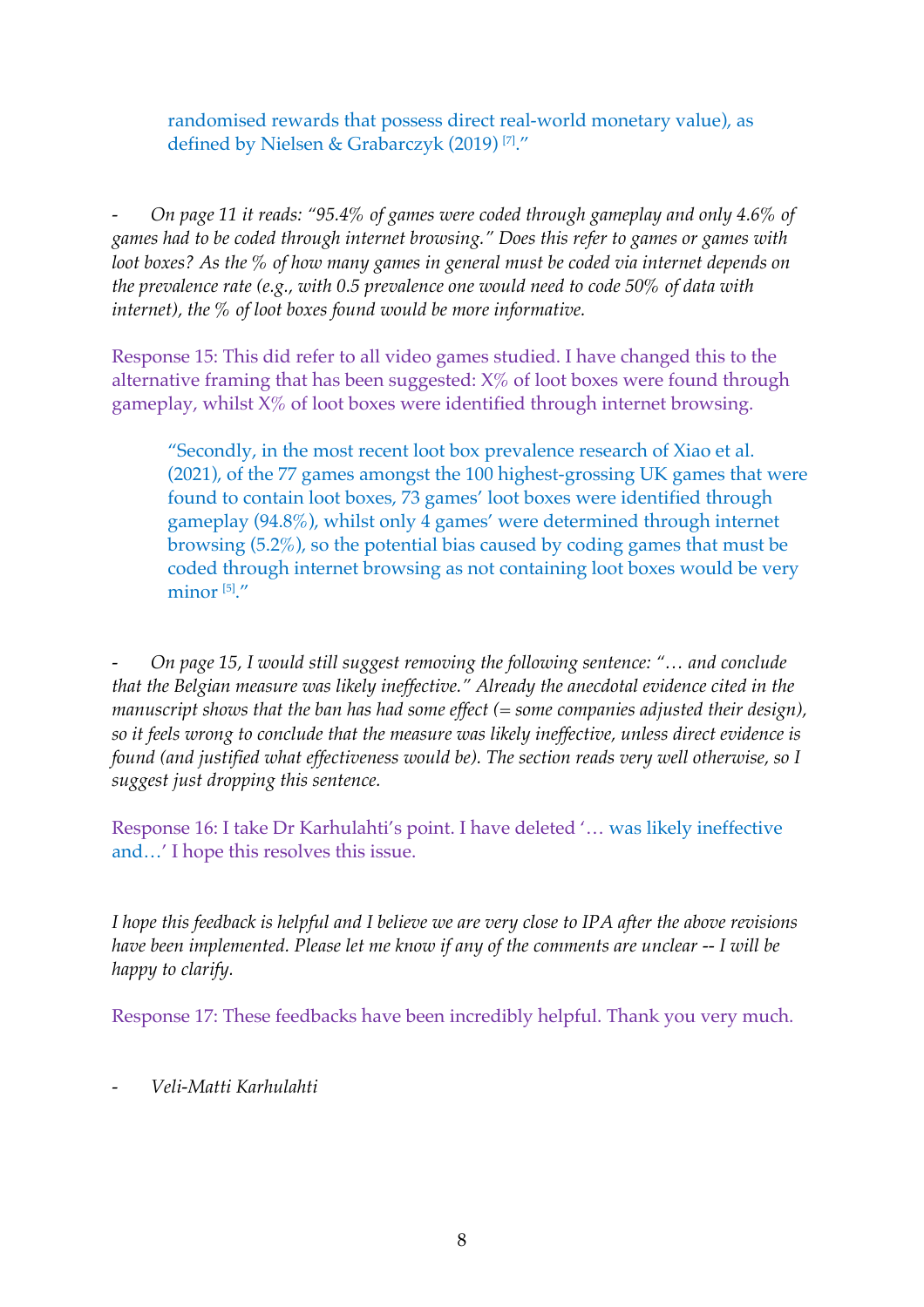> randomised rewards that possess direct real-world monetary value), as defined by Nielsen & Grabarczyk (2019) [7]."

- *On page 11 it reads: "95.4% of games were coded through gameplay and only 4.6% of games had to be coded through internet browsing." Does this refer to games or games with loot boxes? As the % of how many games in general must be coded via internet depends on the prevalence rate (e.g., with 0.5 prevalence one would need to code 50% of data with internet), the % of loot boxes found would be more informative.*

Response 15: This did refer to all video games studied. I have changed this to the alternative framing that has been suggested: X% of loot boxes were found through gameplay, whilst X% of loot boxes were identified through internet browsing.

> "Secondly, in the most recent loot box prevalence research of Xiao et al. (2021), of the 77 games amongst the 100 highest-grossing UK games that were found to contain loot boxes, 73 games' loot boxes were identified through gameplay (94.8%), whilst only 4 games' were determined through internet browsing (5.2%), so the potential bias caused by coding games that must be coded through internet browsing as not containing loot boxes would be very minor [5]."

- *On page 15, I would still suggest removing the following sentence: "… and conclude that the Belgian measure was likely ineffective." Already the anecdotal evidence cited in the manuscript shows that the ban has had some effect (= some companies adjusted their design), so it feels wrong to conclude that the measure was likely ineffective, unless direct evidence is found (and justified what effectiveness would be). The section reads very well otherwise, so I suggest just dropping this sentence.*

Response 16: I take Dr Karhulahti's point. I have deleted '… was likely ineffective and…' I hope this resolves this issue.

*I hope this feedback is helpful and I believe we are very close to IPA after the above revisions have been implemented. Please let me know if any of the comments are unclear -- I will be happy to clarify.*

Response 17: These feedbacks have been incredibly helpful. Thank you very much.

- *Veli-Matti Karhulahti*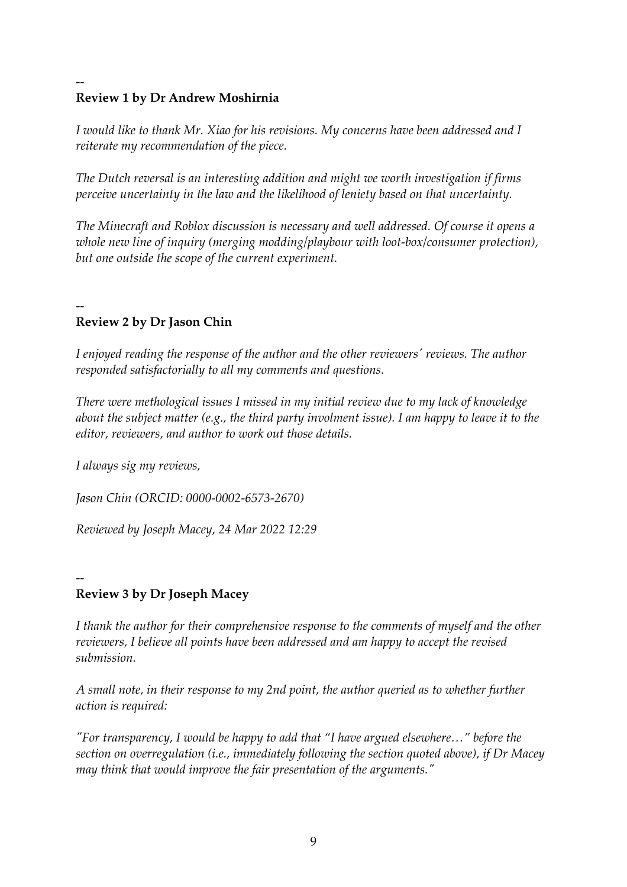--

**Review 1 by Dr Andrew Moshirnia**

*I would like to thank Mr. Xiao for his revisions. My concerns have been addressed and I reiterate my recommendation of the piece.*

*The Dutch reversal is an interesting addition and might we worth investigation if firms perceive uncertainty in the law and the likelihood of leniety based on that uncertainty.*

*The Minecraft and Roblox discussion is necessary and well addressed. Of course it opens a whole new line of inquiry (merging modding/playbour with loot-box/consumer protection), but one outside the scope of the current experiment.*

--

**Review 2 by Dr Jason Chin**

*I enjoyed reading the response of the author and the other reviewers' reviews. The author responded satisfactorially to all my comments and questions.*

*There were methological issues I missed in my initial review due to my lack of knowledge about the subject matter (e.g., the third party involment issue). I am happy to leave it to the editor, reviewers, and author to work out those details.*

*I always sig my reviews,*

*Jason Chin (ORCID: 0000-0002-6573-2670)*

*Reviewed by Joseph Macey, 24 Mar 2022 12:29*

--

**Review 3 by Dr Joseph Macey**

*I thank the author for their comprehensive response to the comments of myself and the other reviewers, I believe all points have been addressed and am happy to accept the revised submission.*

*A small note, in their response to my 2nd point, the author queried as to whether further action is required:*

*"For transparency, I would be happy to add that "I have argued elsewhere…" before the section on overregulation (i.e., immediately following the section quoted above), if Dr Macey may think that would improve the fair presentation of the arguments."*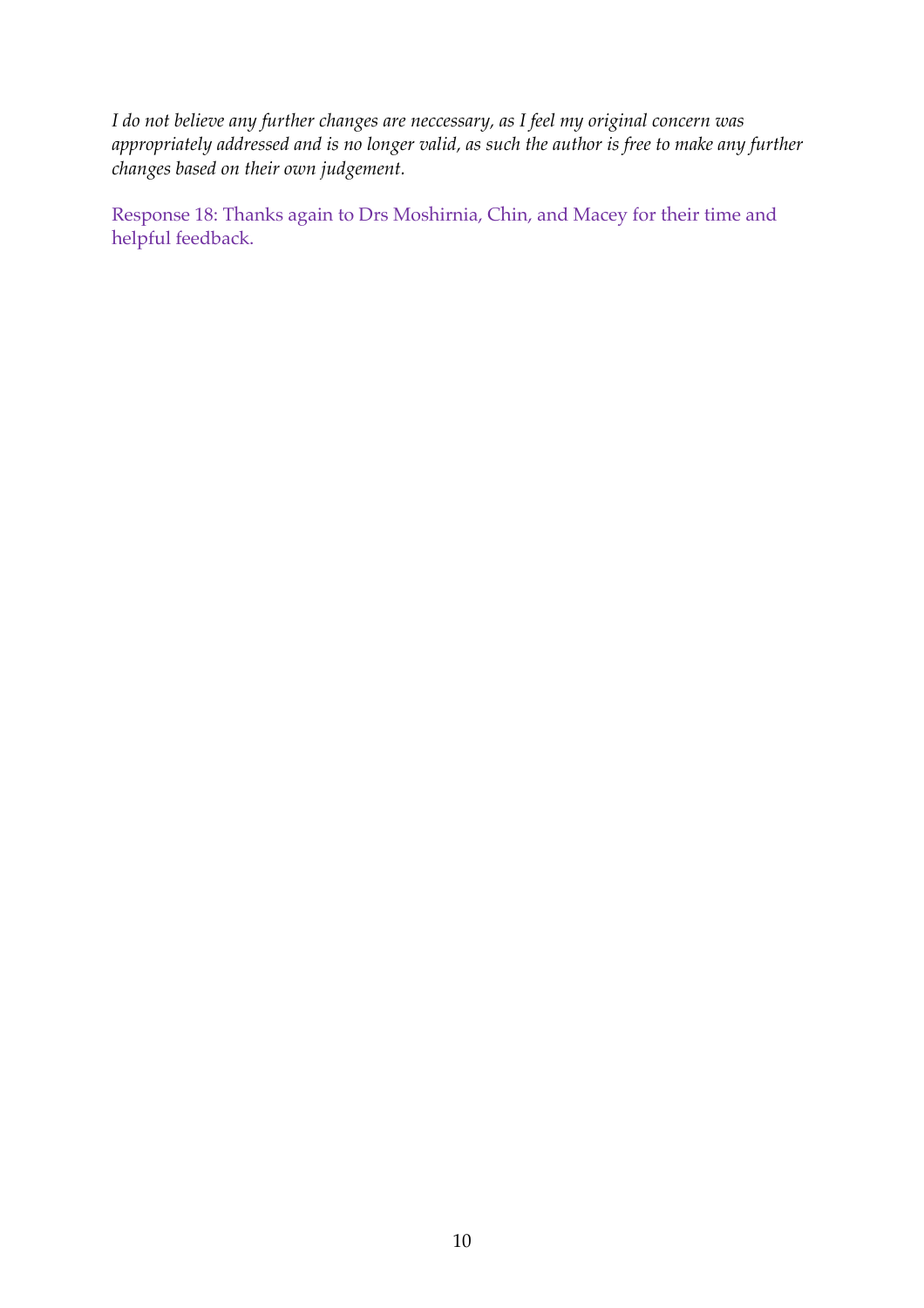*I do not believe any further changes are neccessary, as I feel my original concern was appropriately addressed and is no longer valid, as such the author is free to make any further changes based on their own judgement.*

Response 18: Thanks again to Drs Moshirnia, Chin, and Macey for their time and helpful feedback.